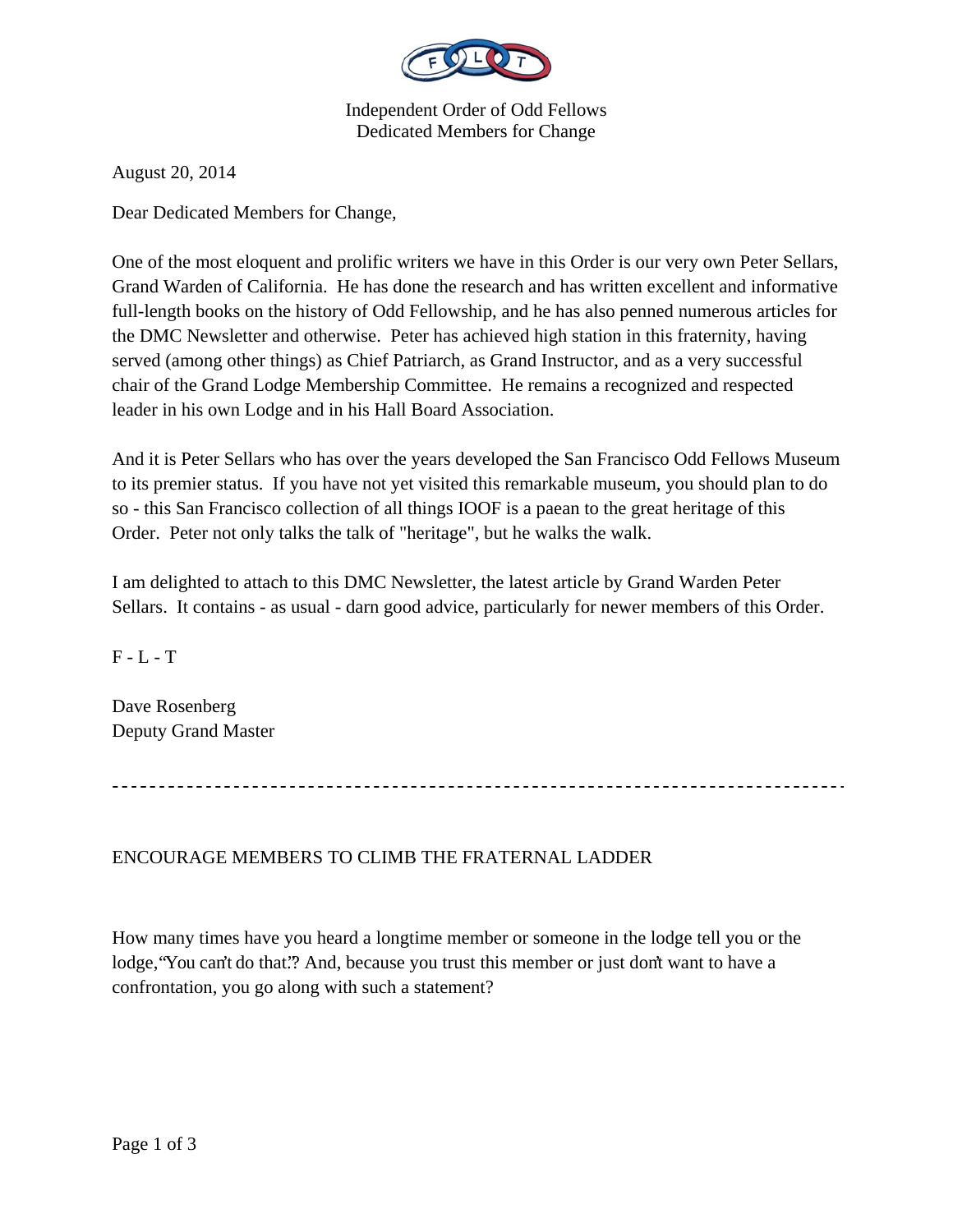Independent Order of Odd Fellows
Dedicated Members for Change

August 20, 2014

Dear Dedicated Members for Change,

One of the most eloquent and prolific writers we have in this Order is our very own Peter Sellars, Grand Warden of California. He has done the research and has written excellent and informative full-length books on the history of Odd Fellowship, and he has also penned numerous articles for the DMC Newsletter and otherwise. Peter has achieved high station in this fraternity, having served (among other things) as Chief Patriarch, as Grand Instructor, and as a very successful chair of the Grand Lodge Membership Committee. He remains a recognized and respected leader in his own Lodge and in his Hall Board Association.

And it is Peter Sellars who has over the years developed the San Francisco Odd Fellows Museum to its premier status. If you have not yet visited this remarkable museum, you should plan to do so - this San Francisco collection of all things IOOF is a paean to the great heritage of this Order. Peter not only talks the talk of "heritage", but he walks the walk.

I am delighted to attach to this DMC Newsletter, the latest article by Grand Warden Peter Sellars. It contains - as usual - darn good advice, particularly for newer members of this Order.

F - L - T

Dave Rosenberg
Deputy Grand Master

---

ENCOURAGE MEMBERS TO CLIMB THE FRATERNAL LADDER

How many times have you heard a longtime member or someone in the lodge tell you or the lodge, "You can't do that."? And, because you trust this member or just don't want to have a confrontation, you go along with such a statement?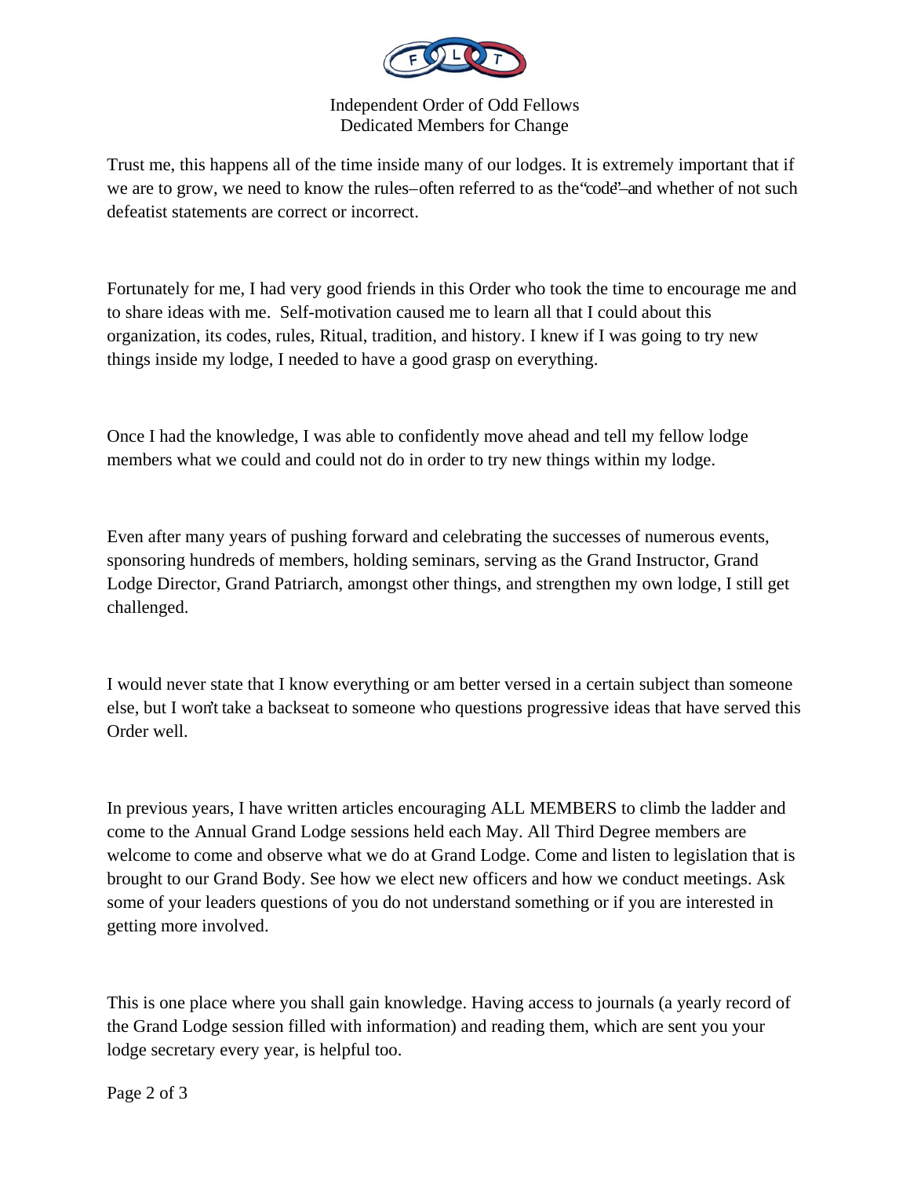Trust me, this happens all of the time inside many of our lodges. It is extremely important that if we are to grow, we need to know the rules–often referred to as the "code"–and whether of not such defeatist statements are correct or incorrect.

Fortunately for me, I had very good friends in this Order who took the time to encourage me and to share ideas with me. Self-motivation caused me to learn all that I could about this organization, its codes, rules, Ritual, tradition, and history. I knew if I was going to try new things inside my lodge, I needed to have a good grasp on everything.

Once I had the knowledge, I was able to confidently move ahead and tell my fellow lodge members what we could and could not do in order to try new things within my lodge.

Even after many years of pushing forward and celebrating the successes of numerous events, sponsoring hundreds of members, holding seminars, serving as the Grand Instructor, Grand Lodge Director, Grand Patriarch, amongst other things, and strengthen my own lodge, I still get challenged.

I would never state that I know everything or am better versed in a certain subject than someone else, but I won't take a backseat to someone who questions progressive ideas that have served this Order well.

In previous years, I have written articles encouraging ALL MEMBERS to climb the ladder and come to the Annual Grand Lodge sessions held each May. All Third Degree members are welcome to come and observe what we do at Grand Lodge. Come and listen to legislation that is brought to our Grand Body. See how we elect new officers and how we conduct meetings. Ask some of your leaders questions of you do not understand something or if you are interested in getting more involved.

This is one place where you shall gain knowledge. Having access to journals (a yearly record of the Grand Lodge session filled with information) and reading them, which are sent you your lodge secretary every year, is helpful too.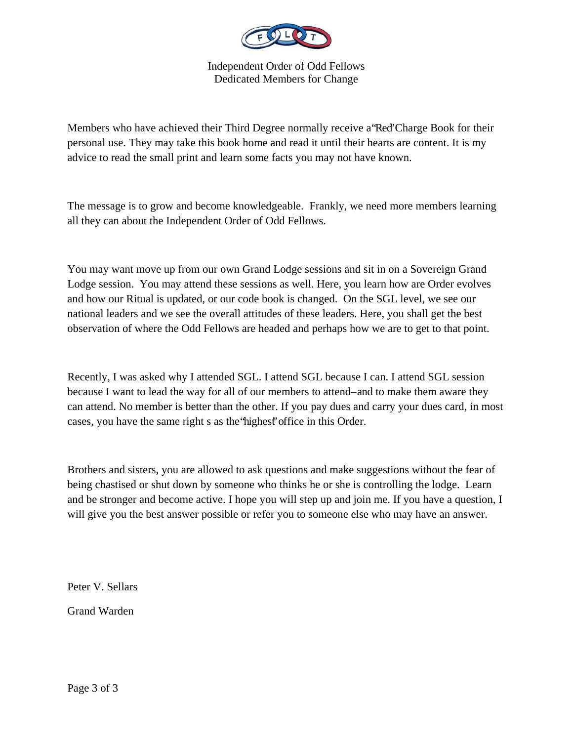Independent Order of Odd Fellows
Dedicated Members for Change

Members who have achieved their Third Degree normally receive a "Red" Charge Book for their personal use. They may take this book home and read it until their hearts are content. It is my advice to read the small print and learn some facts you may not have known.

The message is to grow and become knowledgeable. Frankly, we need more members learning all they can about the Independent Order of Odd Fellows.

You may want move up from our own Grand Lodge sessions and sit in on a Sovereign Grand Lodge session. You may attend these sessions as well. Here, you learn how are Order evolves and how our Ritual is updated, or our code book is changed. On the SGL level, we see our national leaders and we see the overall attitudes of these leaders. Here, you shall get the best observation of where the Odd Fellows are headed and perhaps how we are to get to that point.

Recently, I was asked why I attended SGL. I attend SGL because I can. I attend SGL session because I want to lead the way for all of our members to attend–and to make them aware they can attend. No member is better than the other. If you pay dues and carry your dues card, in most cases, you have the same right s as the "highest" office in this Order.

Brothers and sisters, you are allowed to ask questions and make suggestions without the fear of being chastised or shut down by someone who thinks he or she is controlling the lodge. Learn and be stronger and become active. I hope you will step up and join me. If you have a question, I will give you the best answer possible or refer you to someone else who may have an answer.

Peter V. Sellars

Grand Warden